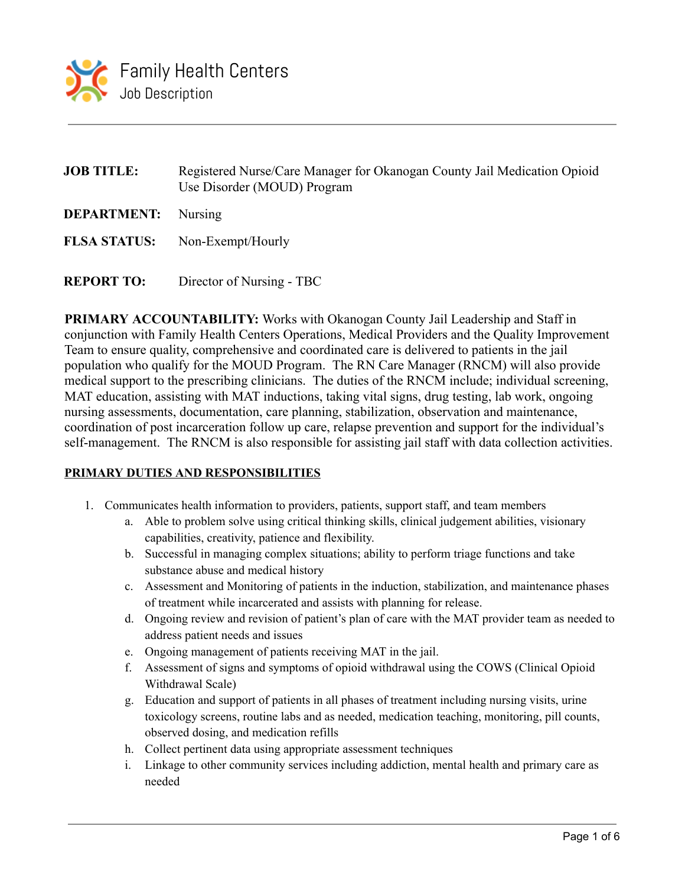# Family Health Centers

## Job Description

**JOB TITLE:** Registered Nurse/Care Manager for Okanogan County Jail Medication Opioid Use Disorder (MOUD) Program

**DEPARTMENT:** Nursing

**FLSA STATUS:** Non-Exempt/Hourly

**REPORT TO:** Director of Nursing - TBC

**PRIMARY ACCOUNTABILITY:** Works with Okanogan County Jail Leadership and Staff in conjunction with Family Health Centers Operations, Medical Providers and the Quality Improvement Team to ensure quality, comprehensive and coordinated care is delivered to patients in the jail population who qualify for the MOUD Program. The RN Care Manager (RNCM) will also provide medical support to the prescribing clinicians. The duties of the RNCM include; individual screening, MAT education, assisting with MAT inductions, taking vital signs, drug testing, lab work, ongoing nursing assessments, documentation, care planning, stabilization, observation and maintenance, coordination of post incarceration follow up care, relapse prevention and support for the individual's self-management. The RNCM is also responsible for assisting jail staff with data collection activities.

**PRIMARY DUTIES AND RESPONSIBILITIES**

1. Communicates health information to providers, patients, support staff, and team members
   a. Able to problem solve using critical thinking skills, clinical judgement abilities, visionary capabilities, creativity, patience and flexibility.
   b. Successful in managing complex situations; ability to perform triage functions and take substance abuse and medical history
   c. Assessment and Monitoring of patients in the induction, stabilization, and maintenance phases of treatment while incarcerated and assists with planning for release.
   d. Ongoing review and revision of patient's plan of care with the MAT provider team as needed to address patient needs and issues
   e. Ongoing management of patients receiving MAT in the jail.
   f. Assessment of signs and symptoms of opioid withdrawal using the COWS (Clinical Opioid Withdrawal Scale)
   g. Education and support of patients in all phases of treatment including nursing visits, urine toxicology screens, routine labs and as needed, medication teaching, monitoring, pill counts, observed dosing, and medication refills
   h. Collect pertinent data using appropriate assessment techniques
   i. Linkage to other community services including addiction, mental health and primary care as needed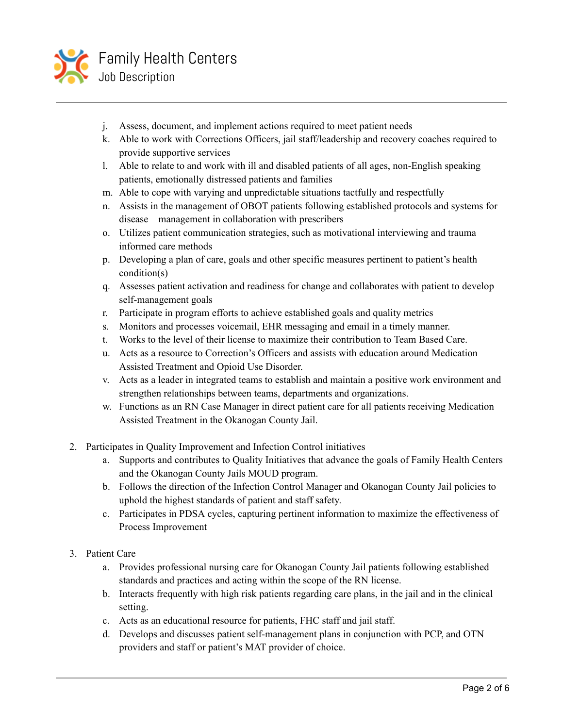j. Assess, document, and implement actions required to meet patient needs
   k. Able to work with Corrections Officers, jail staff/leadership and recovery coaches required to provide supportive services
   l. Able to relate to and work with ill and disabled patients of all ages, non-English speaking patients, emotionally distressed patients and families
   m. Able to cope with varying and unpredictable situations tactfully and respectfully
   n. Assists in the management of OBOT patients following established protocols and systems for disease management in collaboration with prescribers
   o. Utilizes patient communication strategies, such as motivational interviewing and trauma informed care methods
   p. Developing a plan of care, goals and other specific measures pertinent to patient's health condition(s)
   q. Assesses patient activation and readiness for change and collaborates with patient to develop self-management goals
   r. Participate in program efforts to achieve established goals and quality metrics
   s. Monitors and processes voicemail, EHR messaging and email in a timely manner.
   t. Works to the level of their license to maximize their contribution to Team Based Care.
   u. Acts as a resource to Correction's Officers and assists with education around Medication Assisted Treatment and Opioid Use Disorder.
   v. Acts as a leader in integrated teams to establish and maintain a positive work environment and strengthen relationships between teams, departments and organizations.
   w. Functions as an RN Case Manager in direct patient care for all patients receiving Medication Assisted Treatment in the Okanogan County Jail.

2. Participates in Quality Improvement and Infection Control initiatives
   a. Supports and contributes to Quality Initiatives that advance the goals of Family Health Centers and the Okanogan County Jails MOUD program.
   b. Follows the direction of the Infection Control Manager and Okanogan County Jail policies to uphold the highest standards of patient and staff safety.
   c. Participates in PDSA cycles, capturing pertinent information to maximize the effectiveness of Process Improvement

3. Patient Care
   a. Provides professional nursing care for Okanogan County Jail patients following established standards and practices and acting within the scope of the RN license.
   b. Interacts frequently with high risk patients regarding care plans, in the jail and in the clinical setting.
   c. Acts as an educational resource for patients, FHC staff and jail staff.
   d. Develops and discusses patient self-management plans in conjunction with PCP, and OTN providers and staff or patient's MAT provider of choice.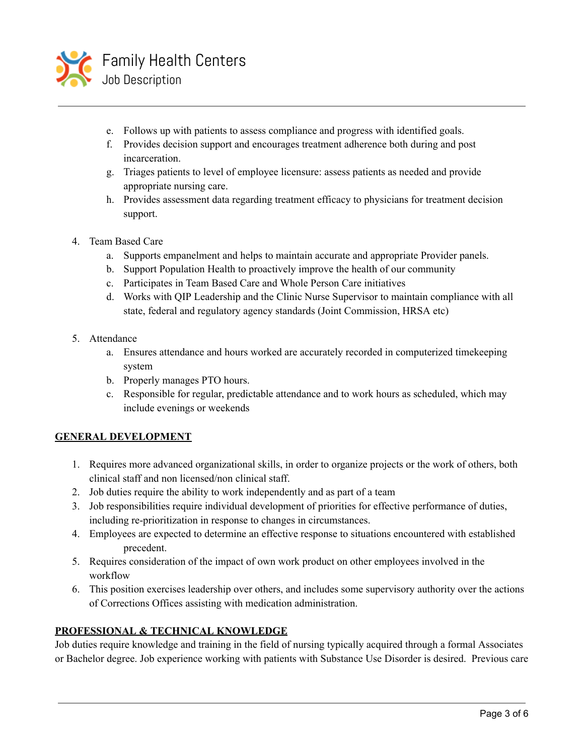e. Follows up with patients to assess compliance and progress with identified goals.
f. Provides decision support and encourages treatment adherence both during and post incarceration.
g. Triages patients to level of employee licensure: assess patients as needed and provide appropriate nursing care.
h. Provides assessment data regarding treatment efficacy to physicians for treatment decision support.

4. Team Based Care
   a. Supports empanelment and helps to maintain accurate and appropriate Provider panels.
   b. Support Population Health to proactively improve the health of our community
   c. Participates in Team Based Care and Whole Person Care initiatives
   d. Works with QIP Leadership and the Clinic Nurse Supervisor to maintain compliance with all state, federal and regulatory agency standards (Joint Commission, HRSA etc)

5. Attendance
   a. Ensures attendance and hours worked are accurately recorded in computerized timekeeping system
   b. Properly manages PTO hours.
   c. Responsible for regular, predictable attendance and to work hours as scheduled, which may include evenings or weekends

## GENERAL DEVELOPMENT

1. Requires more advanced organizational skills, in order to organize projects or the work of others, both clinical staff and non licensed/non clinical staff.
2. Job duties require the ability to work independently and as part of a team
3. Job responsibilities require individual development of priorities for effective performance of duties, including re-prioritization in response to changes in circumstances.
4. Employees are expected to determine an effective response to situations encountered with established precedent.
5. Requires consideration of the impact of own work product on other employees involved in the workflow
6. This position exercises leadership over others, and includes some supervisory authority over the actions of Corrections Offices assisting with medication administration.

## PROFESSIONAL & TECHNICAL KNOWLEDGE

Job duties require knowledge and training in the field of nursing typically acquired through a formal Associates or Bachelor degree. Job experience working with patients with Substance Use Disorder is desired. Previous care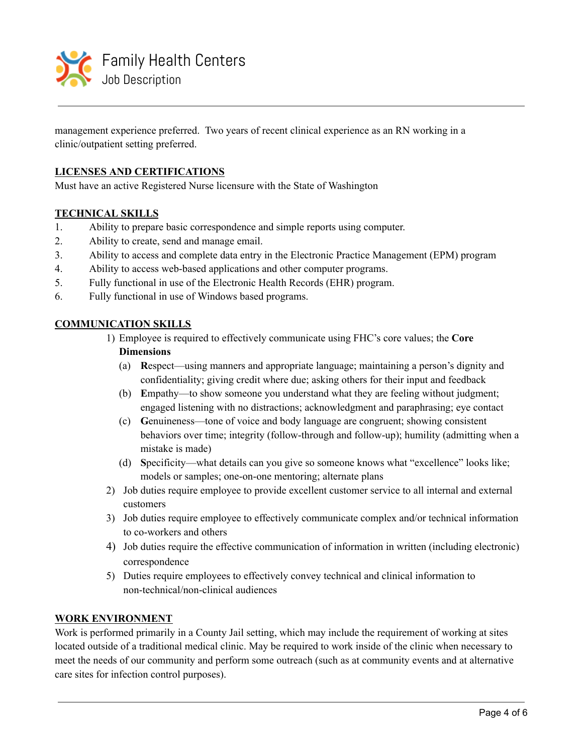management experience preferred. Two years of recent clinical experience as an RN working in a clinic/outpatient setting preferred.

## LICENSES AND CERTIFICATIONS

Must have an active Registered Nurse licensure with the State of Washington

## TECHNICAL SKILLS

1. Ability to prepare basic correspondence and simple reports using computer.
2. Ability to create, send and manage email.
3. Ability to access and complete data entry in the Electronic Practice Management (EPM) program
4. Ability to access web-based applications and other computer programs.
5. Fully functional in use of the Electronic Health Records (EHR) program.
6. Fully functional in use of Windows based programs.

## COMMUNICATION SKILLS

1) Employee is required to effectively communicate using FHC's core values; the **Core Dimensions**
    - (a) **R**espect—using manners and appropriate language; maintaining a person's dignity and confidentiality; giving credit where due; asking others for their input and feedback
    - (b) **E**mpathy—to show someone you understand what they are feeling without judgment; engaged listening with no distractions; acknowledgment and paraphrasing; eye contact
    - (c) **G**enuineness—tone of voice and body language are congruent; showing consistent behaviors over time; integrity (follow-through and follow-up); humility (admitting when a mistake is made)
    - (d) **S**pecificity—what details can you give so someone knows what "excellence" looks like; models or samples; one-on-one mentoring; alternate plans
2) Job duties require employee to provide excellent customer service to all internal and external customers
3) Job duties require employee to effectively communicate complex and/or technical information to co-workers and others
4) Job duties require the effective communication of information in written (including electronic) correspondence
5) Duties require employees to effectively convey technical and clinical information to non-technical/non-clinical audiences

## WORK ENVIRONMENT

Work is performed primarily in a County Jail setting, which may include the requirement of working at sites located outside of a traditional medical clinic. May be required to work inside of the clinic when necessary to meet the needs of our community and perform some outreach (such as at community events and at alternative care sites for infection control purposes).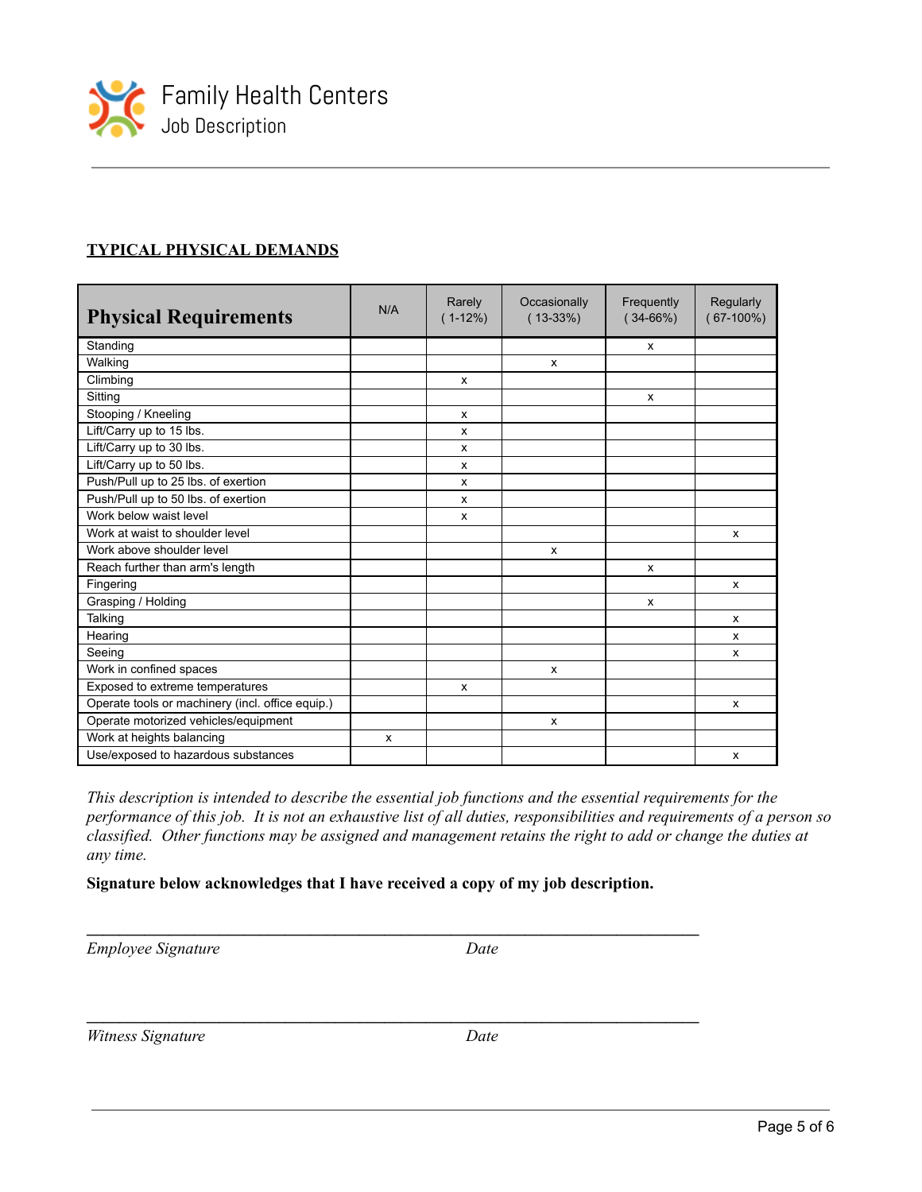## TYPICAL PHYSICAL DEMANDS

| Physical Requirements | N/A | Rarely ( 1-12%) | Occasionally ( 13-33%) | Frequently ( 34-66%) | Regularly ( 67-100%) |
|---|---|---|---|---|---|
| Standing | | | | x | |
| Walking | | | x | | |
| Climbing | | x | | | |
| Sitting | | | | x | |
| Stooping / Kneeling | | x | | | |
| Lift/Carry up to 15 lbs. | | x | | | |
| Lift/Carry up to 30 lbs. | | x | | | |
| Lift/Carry up to 50 lbs. | | x | | | |
| Push/Pull up to 25 lbs. of exertion | | x | | | |
| Push/Pull up to 50 lbs. of exertion | | x | | | |
| Work below waist level | | x | | | |
| Work at waist to shoulder level | | | | | x |
| Work above shoulder level | | | x | | |
| Reach further than arm's length | | | | x | |
| Fingering | | | | | x |
| Grasping / Holding | | | | x | |
| Talking | | | | | x |
| Hearing | | | | | x |
| Seeing | | | | | x |
| Work in confined spaces | | | x | | |
| Exposed to extreme temperatures | | x | | | |
| Operate tools or machinery (incl. office equip.) | | | | | x |
| Operate motorized vehicles/equipment | | | x | | |
| Work at heights balancing | x | | | | |
| Use/exposed to hazardous substances | | | | | x |

*This description is intended to describe the essential job functions and the essential requirements for the performance of this job. It is not an exhaustive list of all duties, responsibilities and requirements of a person so classified. Other functions may be assigned and management retains the right to add or change the duties at any time.*

**Signature below acknowledges that I have received a copy of my job description.**

\_\_\_\_\_\_\_\_\_\_\_\_\_\_\_\_\_\_\_\_\_\_\_\_\_\_\_\_\_\_\_\_\_\_\_\_\_\_\_\_\_\_\_\_\_\_\_\_\_\_\_\_\_\_\_\_\_\_\_\_

*Employee Signature* *Date*

\_\_\_\_\_\_\_\_\_\_\_\_\_\_\_\_\_\_\_\_\_\_\_\_\_\_\_\_\_\_\_\_\_\_\_\_\_\_\_\_\_\_\_\_\_\_\_\_\_\_\_\_\_\_\_\_\_\_\_\_

*Witness Signature* *Date*